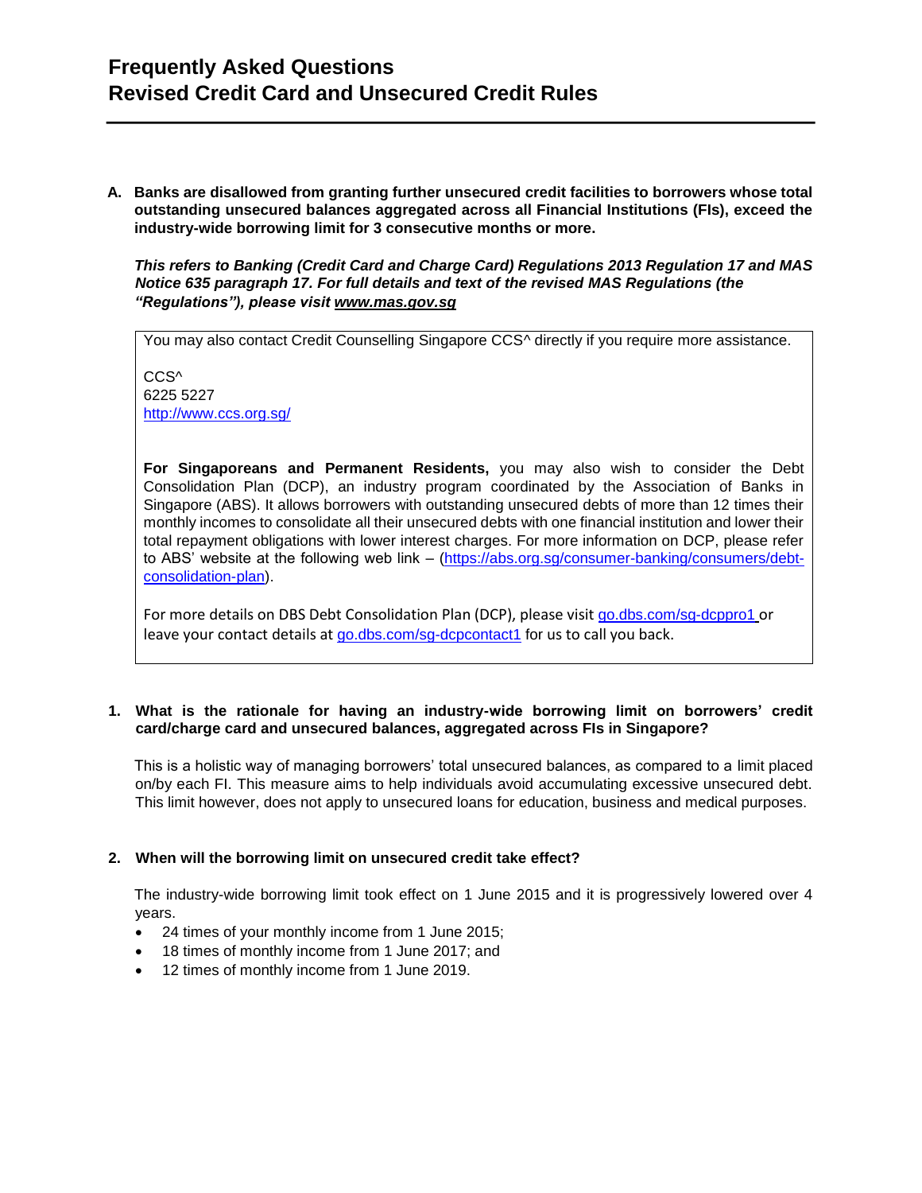# Frequently Asked Questions
# Revised Credit Card and Unsecured Credit Rules

---

**A. Banks are disallowed from granting further unsecured credit facilities to borrowers whose total outstanding unsecured balances aggregated across all Financial Institutions (FIs), exceed the industry-wide borrowing limit for 3 consecutive months or more.**

***This refers to Banking (Credit Card and Charge Card) Regulations 2013 Regulation 17 and MAS Notice 635 paragraph 17. For full details and text of the revised MAS Regulations (the "Regulations"), please visit [www.mas.gov.sg](www.mas.gov.sg)***

> You may also contact Credit Counselling Singapore CCS^ directly if you require more assistance.
>
> CCS^
> 6225 5227
> [http://www.ccs.org.sg/](http://www.ccs.org.sg/)
>
> **For Singaporeans and Permanent Residents,** you may also wish to consider the Debt Consolidation Plan (DCP), an industry program coordinated by the Association of Banks in Singapore (ABS). It allows borrowers with outstanding unsecured debts of more than 12 times their monthly incomes to consolidate all their unsecured debts with one financial institution and lower their total repayment obligations with lower interest charges. For more information on DCP, please refer to ABS' website at the following web link – ([https://abs.org.sg/consumer-banking/consumers/debt-consolidation-plan](https://abs.org.sg/consumer-banking/consumers/debt-consolidation-plan)).
>
> For more details on DBS Debt Consolidation Plan (DCP), please visit [go.dbs.com/sg-dcppro1](go.dbs.com/sg-dcppro1) or leave your contact details at [go.dbs.com/sg-dcpcontact1](go.dbs.com/sg-dcpcontact1) for us to call you back.

**1. What is the rationale for having an industry-wide borrowing limit on borrowers' credit card/charge card and unsecured balances, aggregated across FIs in Singapore?**

This is a holistic way of managing borrowers' total unsecured balances, as compared to a limit placed on/by each FI. This measure aims to help individuals avoid accumulating excessive unsecured debt. This limit however, does not apply to unsecured loans for education, business and medical purposes.

**2. When will the borrowing limit on unsecured credit take effect?**

The industry-wide borrowing limit took effect on 1 June 2015 and it is progressively lowered over 4 years.

- 24 times of your monthly income from 1 June 2015;
- 18 times of monthly income from 1 June 2017; and
- 12 times of monthly income from 1 June 2019.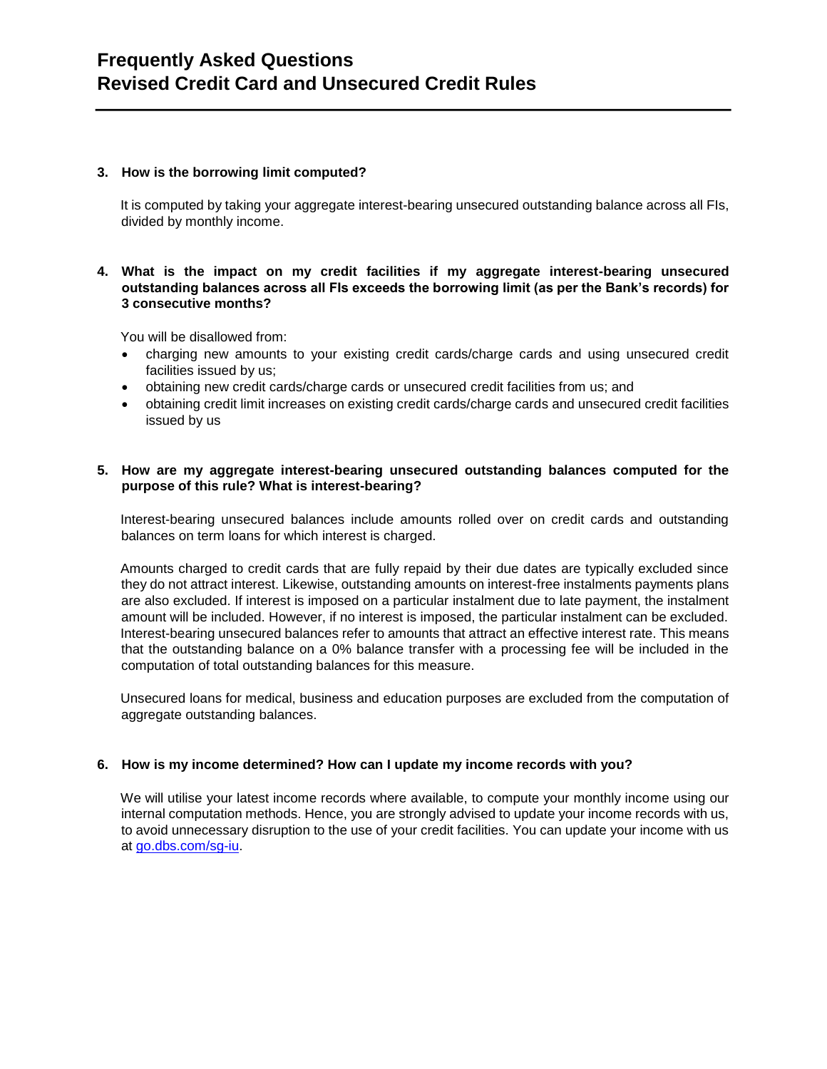### 3. How is the borrowing limit computed?

It is computed by taking your aggregate interest-bearing unsecured outstanding balance across all FIs, divided by monthly income.

### 4. What is the impact on my credit facilities if my aggregate interest-bearing unsecured outstanding balances across all FIs exceeds the borrowing limit (as per the Bank's records) for 3 consecutive months?

You will be disallowed from:

- charging new amounts to your existing credit cards/charge cards and using unsecured credit facilities issued by us;
- obtaining new credit cards/charge cards or unsecured credit facilities from us; and
- obtaining credit limit increases on existing credit cards/charge cards and unsecured credit facilities issued by us

### 5. How are my aggregate interest-bearing unsecured outstanding balances computed for the purpose of this rule? What is interest-bearing?

Interest-bearing unsecured balances include amounts rolled over on credit cards and outstanding balances on term loans for which interest is charged.

Amounts charged to credit cards that are fully repaid by their due dates are typically excluded since they do not attract interest. Likewise, outstanding amounts on interest-free instalments payments plans are also excluded. If interest is imposed on a particular instalment due to late payment, the instalment amount will be included. However, if no interest is imposed, the particular instalment can be excluded. Interest-bearing unsecured balances refer to amounts that attract an effective interest rate. This means that the outstanding balance on a 0% balance transfer with a processing fee will be included in the computation of total outstanding balances for this measure.

Unsecured loans for medical, business and education purposes are excluded from the computation of aggregate outstanding balances.

### 6. How is my income determined? How can I update my income records with you?

We will utilise your latest income records where available, to compute your monthly income using our internal computation methods. Hence, you are strongly advised to update your income records with us, to avoid unnecessary disruption to the use of your credit facilities. You can update your income with us at [go.dbs.com/sg-iu](go.dbs.com/sg-iu).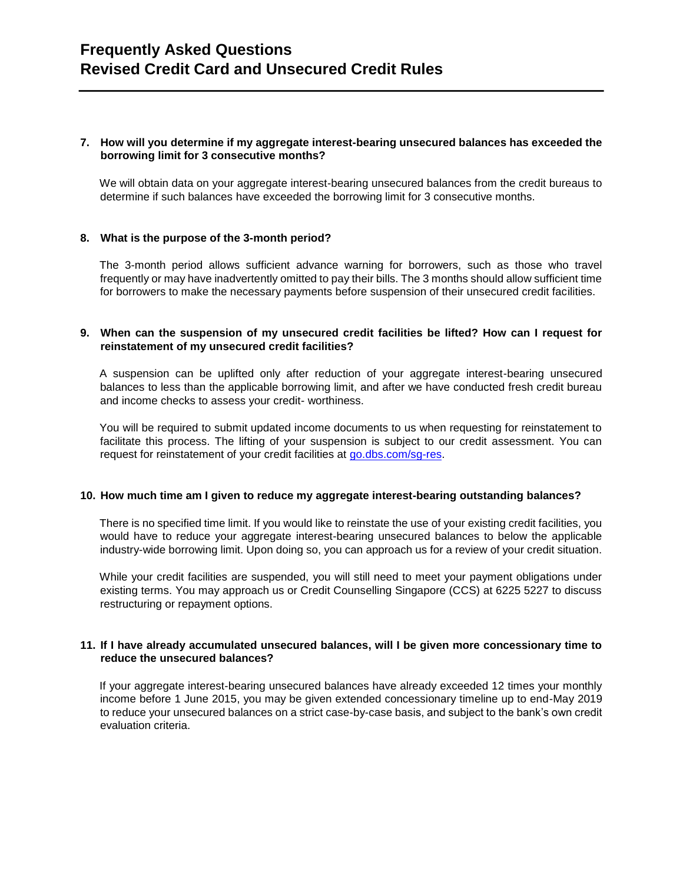**7. How will you determine if my aggregate interest-bearing unsecured balances has exceeded the borrowing limit for 3 consecutive months?**

We will obtain data on your aggregate interest-bearing unsecured balances from the credit bureaus to determine if such balances have exceeded the borrowing limit for 3 consecutive months.

**8. What is the purpose of the 3-month period?**

The 3-month period allows sufficient advance warning for borrowers, such as those who travel frequently or may have inadvertently omitted to pay their bills. The 3 months should allow sufficient time for borrowers to make the necessary payments before suspension of their unsecured credit facilities.

**9. When can the suspension of my unsecured credit facilities be lifted? How can I request for reinstatement of my unsecured credit facilities?**

A suspension can be uplifted only after reduction of your aggregate interest-bearing unsecured balances to less than the applicable borrowing limit, and after we have conducted fresh credit bureau and income checks to assess your credit- worthiness.

You will be required to submit updated income documents to us when requesting for reinstatement to facilitate this process. The lifting of your suspension is subject to our credit assessment. You can request for reinstatement of your credit facilities at go.dbs.com/sg-res.

**10. How much time am I given to reduce my aggregate interest-bearing outstanding balances?**

There is no specified time limit. If you would like to reinstate the use of your existing credit facilities, you would have to reduce your aggregate interest-bearing unsecured balances to below the applicable industry-wide borrowing limit. Upon doing so, you can approach us for a review of your credit situation.

While your credit facilities are suspended, you will still need to meet your payment obligations under existing terms. You may approach us or Credit Counselling Singapore (CCS) at 6225 5227 to discuss restructuring or repayment options.

**11. If I have already accumulated unsecured balances, will I be given more concessionary time to reduce the unsecured balances?**

If your aggregate interest-bearing unsecured balances have already exceeded 12 times your monthly income before 1 June 2015, you may be given extended concessionary timeline up to end-May 2019 to reduce your unsecured balances on a strict case-by-case basis, and subject to the bank's own credit evaluation criteria.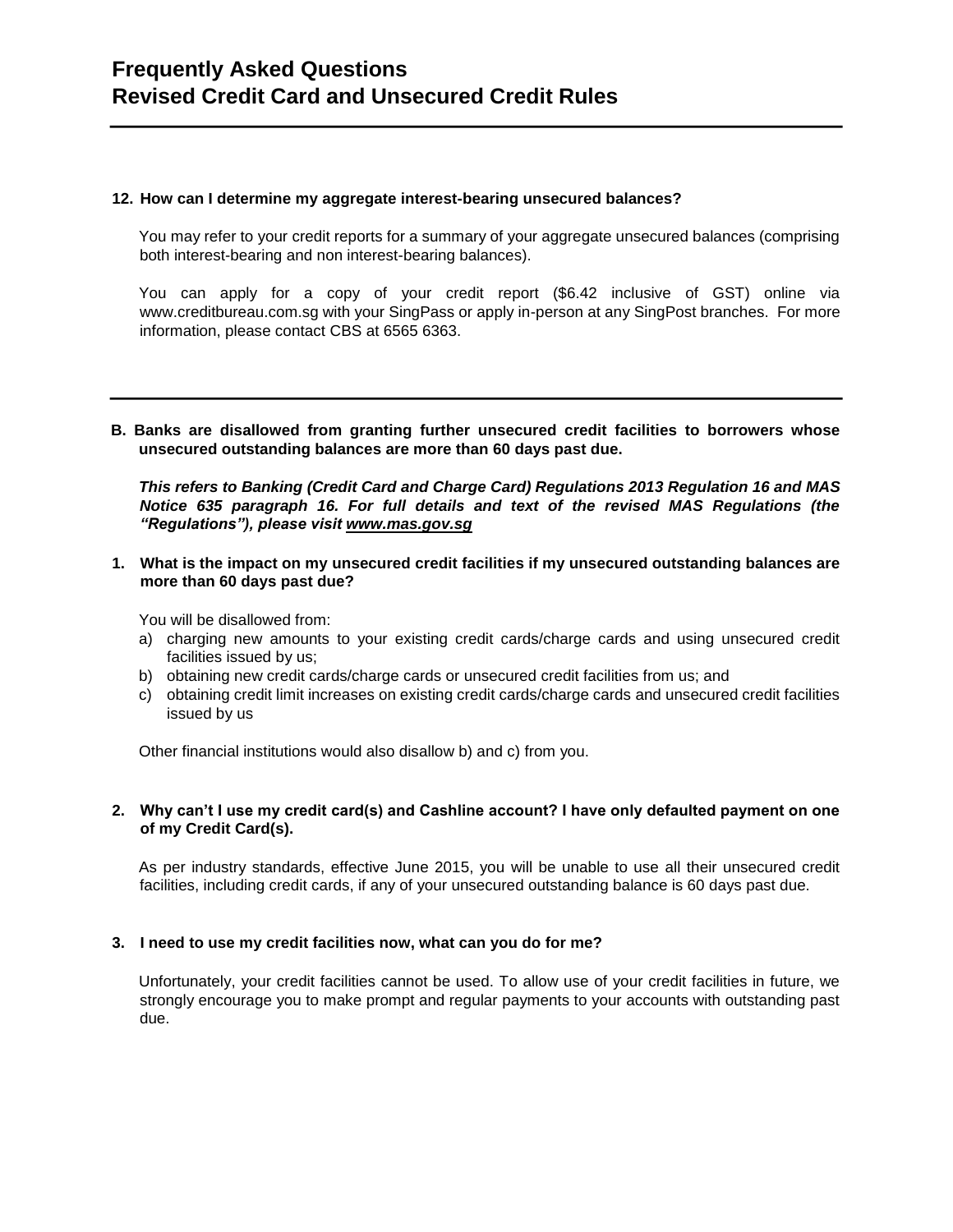**12. How can I determine my aggregate interest-bearing unsecured balances?**

You may refer to your credit reports for a summary of your aggregate unsecured balances (comprising both interest-bearing and non interest-bearing balances).

You can apply for a copy of your credit report ($6.42 inclusive of GST) online via www.creditbureau.com.sg with your SingPass or apply in-person at any SingPost branches. For more information, please contact CBS at 6565 6363.

---

## B. Banks are disallowed from granting further unsecured credit facilities to borrowers whose unsecured outstanding balances are more than 60 days past due.

***This refers to Banking (Credit Card and Charge Card) Regulations 2013 Regulation 16 and MAS Notice 635 paragraph 16. For full details and text of the revised MAS Regulations (the "Regulations"), please visit www.mas.gov.sg***

**1. What is the impact on my unsecured credit facilities if my unsecured outstanding balances are more than 60 days past due?**

You will be disallowed from:

a) charging new amounts to your existing credit cards/charge cards and using unsecured credit facilities issued by us;
b) obtaining new credit cards/charge cards or unsecured credit facilities from us; and
c) obtaining credit limit increases on existing credit cards/charge cards and unsecured credit facilities issued by us

Other financial institutions would also disallow b) and c) from you.

**2. Why can't I use my credit card(s) and Cashline account? I have only defaulted payment on one of my Credit Card(s).**

As per industry standards, effective June 2015, you will be unable to use all their unsecured credit facilities, including credit cards, if any of your unsecured outstanding balance is 60 days past due.

**3. I need to use my credit facilities now, what can you do for me?**

Unfortunately, your credit facilities cannot be used. To allow use of your credit facilities in future, we strongly encourage you to make prompt and regular payments to your accounts with outstanding past due.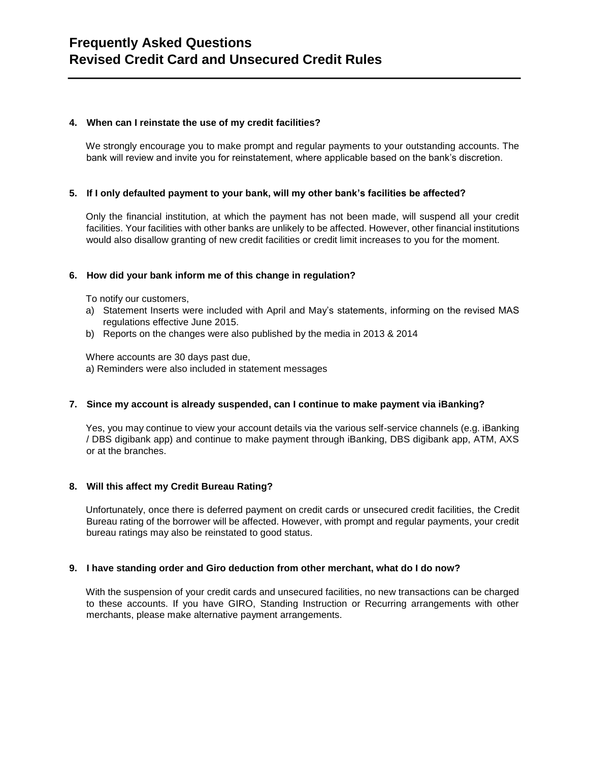# Frequently Asked Questions
# Revised Credit Card and Unsecured Credit Rules

**4. When can I reinstate the use of my credit facilities?**

We strongly encourage you to make prompt and regular payments to your outstanding accounts. The bank will review and invite you for reinstatement, where applicable based on the bank's discretion.

**5. If I only defaulted payment to your bank, will my other bank's facilities be affected?**

Only the financial institution, at which the payment has not been made, will suspend all your credit facilities. Your facilities with other banks are unlikely to be affected. However, other financial institutions would also disallow granting of new credit facilities or credit limit increases to you for the moment.

**6. How did your bank inform me of this change in regulation?**

To notify our customers,

a) Statement Inserts were included with April and May's statements, informing on the revised MAS regulations effective June 2015.
b) Reports on the changes were also published by the media in 2013 & 2014

Where accounts are 30 days past due,
a) Reminders were also included in statement messages

**7. Since my account is already suspended, can I continue to make payment via iBanking?**

Yes, you may continue to view your account details via the various self-service channels (e.g. iBanking / DBS digibank app) and continue to make payment through iBanking, DBS digibank app, ATM, AXS or at the branches.

**8. Will this affect my Credit Bureau Rating?**

Unfortunately, once there is deferred payment on credit cards or unsecured credit facilities, the Credit Bureau rating of the borrower will be affected. However, with prompt and regular payments, your credit bureau ratings may also be reinstated to good status.

**9. I have standing order and Giro deduction from other merchant, what do I do now?**

With the suspension of your credit cards and unsecured facilities, no new transactions can be charged to these accounts. If you have GIRO, Standing Instruction or Recurring arrangements with other merchants, please make alternative payment arrangements.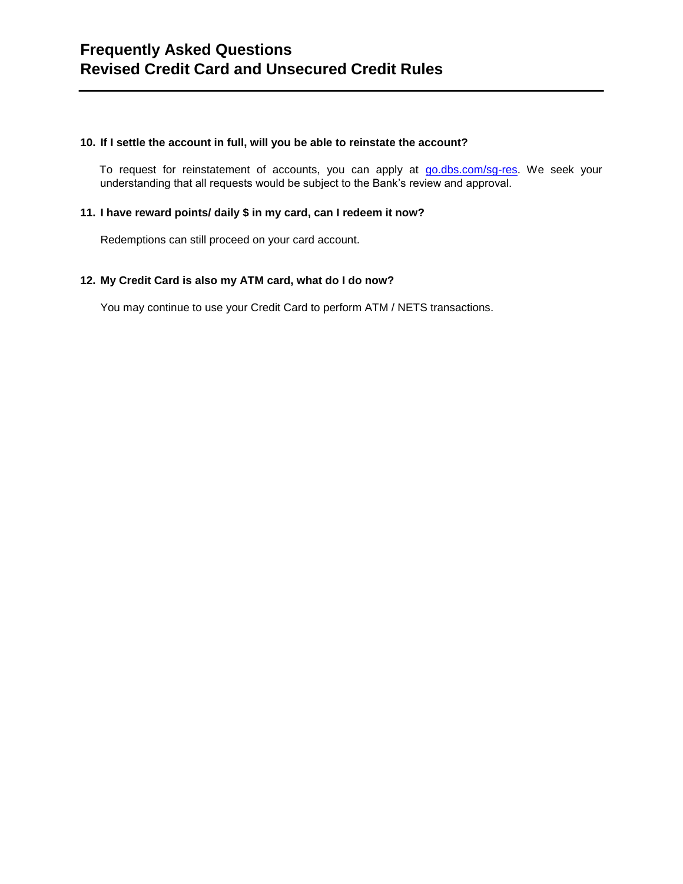**10. If I settle the account in full, will you be able to reinstate the account?**

To request for reinstatement of accounts, you can apply at [go.dbs.com/sg-res](go.dbs.com/sg-res). We seek your understanding that all requests would be subject to the Bank's review and approval.

**11. I have reward points/ daily $ in my card, can I redeem it now?**

Redemptions can still proceed on your card account.

**12. My Credit Card is also my ATM card, what do I do now?**

You may continue to use your Credit Card to perform ATM / NETS transactions.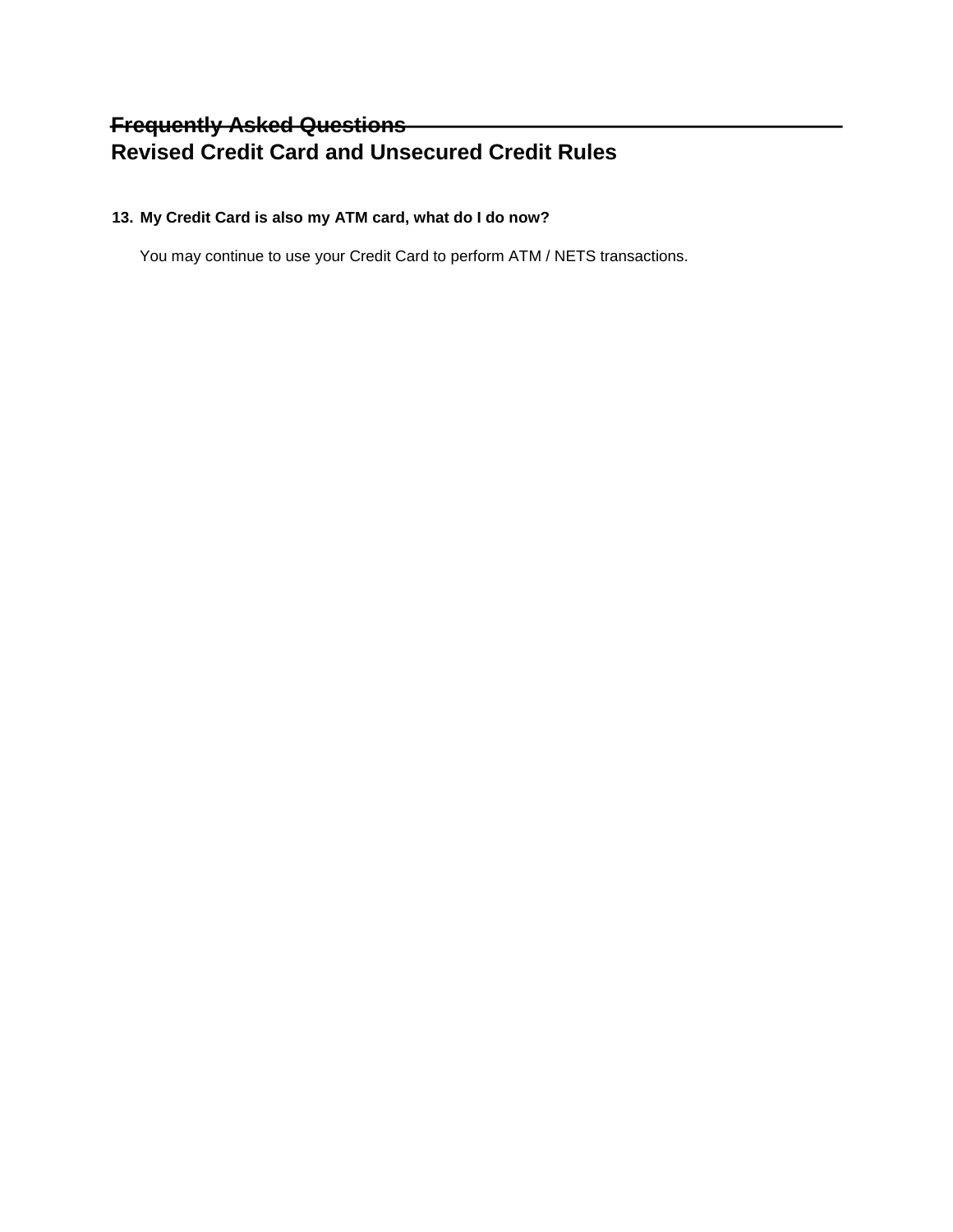**13. My Credit Card is also my ATM card, what do I do now?**

You may continue to use your Credit Card to perform ATM / NETS transactions.